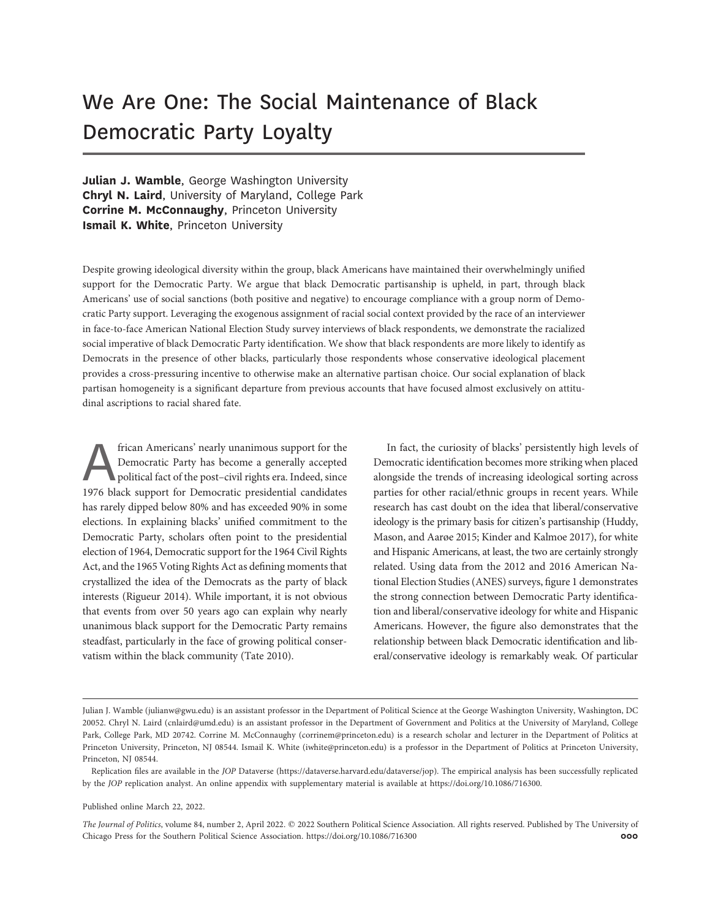# We Are One: The Social Maintenance of Black Democratic Party Loyalty

**Julian J. Wamble**, George Washington University
**Chryl N. Laird**, University of Maryland, College Park
**Corrine M. McConnaughy**, Princeton University
**Ismail K. White**, Princeton University

Despite growing ideological diversity within the group, black Americans have maintained their overwhelmingly unified support for the Democratic Party. We argue that black Democratic partisanship is upheld, in part, through black Americans' use of social sanctions (both positive and negative) to encourage compliance with a group norm of Democratic Party support. Leveraging the exogenous assignment of racial social context provided by the race of an interviewer in face-to-face American National Election Study survey interviews of black respondents, we demonstrate the racialized social imperative of black Democratic Party identification. We show that black respondents are more likely to identify as Democrats in the presence of other blacks, particularly those respondents whose conservative ideological placement provides a cross-pressuring incentive to otherwise make an alternative partisan choice. Our social explanation of black partisan homogeneity is a significant departure from previous accounts that have focused almost exclusively on attitudinal ascriptions to racial shared fate.

African Americans' nearly unanimous support for the Democratic Party has become a generally accepted political fact of the post–civil rights era. Indeed, since 1976 black support for Democratic presidential candidates has rarely dipped below 80% and has exceeded 90% in some elections. In explaining blacks' unified commitment to the Democratic Party, scholars often point to the presidential election of 1964, Democratic support for the 1964 Civil Rights Act, and the 1965 Voting Rights Act as defining moments that crystallized the idea of the Democrats as the party of black interests (Rigueur 2014). While important, it is not obvious that events from over 50 years ago can explain why nearly unanimous black support for the Democratic Party remains steadfast, particularly in the face of growing political conservatism within the black community (Tate 2010).

In fact, the curiosity of blacks' persistently high levels of Democratic identification becomes more striking when placed alongside the trends of increasing ideological sorting across parties for other racial/ethnic groups in recent years. While research has cast doubt on the idea that liberal/conservative ideology is the primary basis for citizen's partisanship (Huddy, Mason, and Aarøe 2015; Kinder and Kalmoe 2017), for white and Hispanic Americans, at least, the two are certainly strongly related. Using data from the 2012 and 2016 American National Election Studies (ANES) surveys, figure 1 demonstrates the strong connection between Democratic Party identification and liberal/conservative ideology for white and Hispanic Americans. However, the figure also demonstrates that the relationship between black Democratic identification and liberal/conservative ideology is remarkably weak. Of particular

---

Julian J. Wamble (julianw@gwu.edu) is an assistant professor in the Department of Political Science at the George Washington University, Washington, DC 20052. Chryl N. Laird (cnlaird@umd.edu) is an assistant professor in the Department of Government and Politics at the University of Maryland, College Park, College Park, MD 20742. Corrine M. McConnaughy (corrinem@princeton.edu) is a research scholar and lecturer in the Department of Politics at Princeton University, Princeton, NJ 08544. Ismail K. White (iwhite@princeton.edu) is a professor in the Department of Politics at Princeton University, Princeton, NJ 08544.

Replication files are available in the *JOP* Dataverse (https://dataverse.harvard.edu/dataverse/jop). The empirical analysis has been successfully replicated by the *JOP* replication analyst. An online appendix with supplementary material is available at https://doi.org/10.1086/716300.

Published online March 22, 2022.

*The Journal of Politics*, volume 84, number 2, April 2022. © 2022 Southern Political Science Association. All rights reserved. Published by The University of Chicago Press for the Southern Political Science Association. https://doi.org/10.1086/716300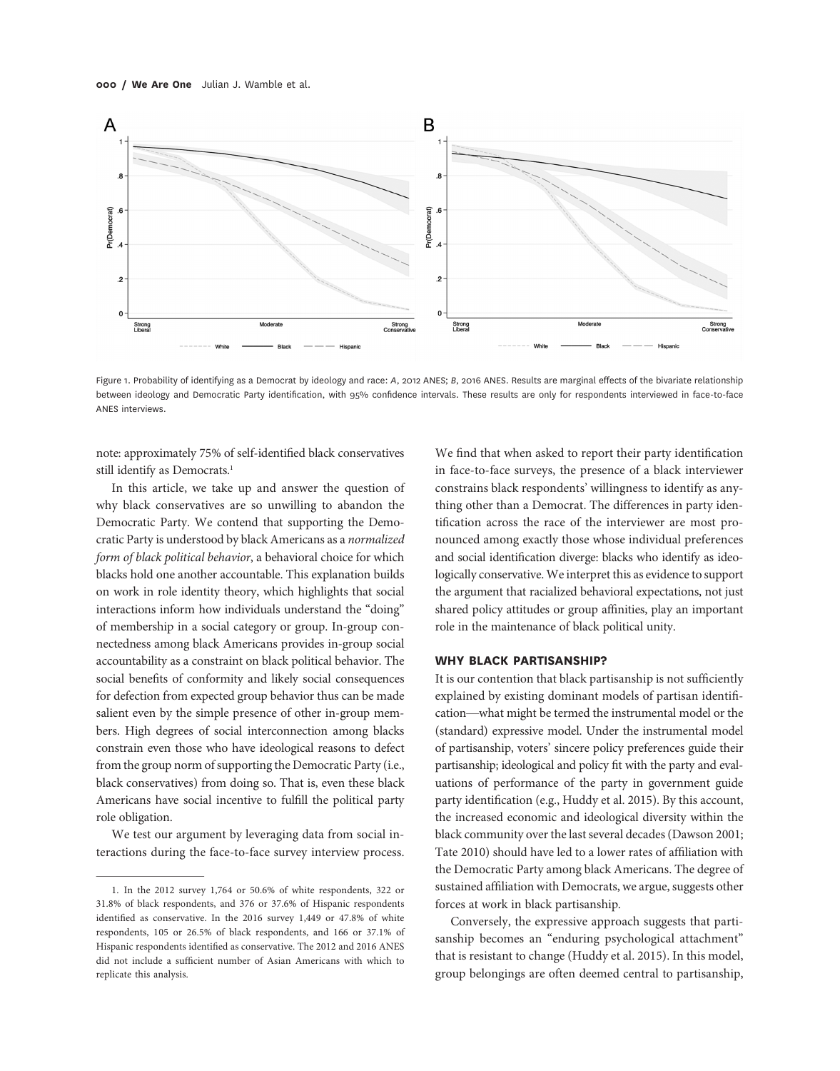Figure 1. Probability of identifying as a Democrat by ideology and race: *A*, 2012 ANES; *B*, 2016 ANES. Results are marginal effects of the bivariate relationship between ideology and Democratic Party identification, with 95% confidence intervals. These results are only for respondents interviewed in face-to-face ANES interviews.

note: approximately 75% of self-identified black conservatives still identify as Democrats.[1]

In this article, we take up and answer the question of why black conservatives are so unwilling to abandon the Democratic Party. We contend that supporting the Democratic Party is understood by black Americans as a *normalized form of black political behavior*, a behavioral choice for which blacks hold one another accountable. This explanation builds on work in role identity theory, which highlights that social interactions inform how individuals understand the "doing" of membership in a social category or group. In-group connectedness among black Americans provides in-group social accountability as a constraint on black political behavior. The social benefits of conformity and likely social consequences for defection from expected group behavior thus can be made salient even by the simple presence of other in-group members. High degrees of social interconnection among blacks constrain even those who have ideological reasons to defect from the group norm of supporting the Democratic Party (i.e., black conservatives) from doing so. That is, even these black Americans have social incentive to fulfill the political party role obligation.

We test our argument by leveraging data from social interactions during the face-to-face survey interview process. We find that when asked to report their party identification in face-to-face surveys, the presence of a black interviewer constrains black respondents' willingness to identify as anything other than a Democrat. The differences in party identification across the race of the interviewer are most pronounced among exactly those whose individual preferences and social identification diverge: blacks who identify as ideologically conservative. We interpret this as evidence to support the argument that racialized behavioral expectations, not just shared policy attitudes or group affinities, play an important role in the maintenance of black political unity.

## WHY BLACK PARTISANSHIP?

It is our contention that black partisanship is not sufficiently explained by existing dominant models of partisan identification—what might be termed the instrumental model or the (standard) expressive model. Under the instrumental model of partisanship, voters' sincere policy preferences guide their partisanship; ideological and policy fit with the party and evaluations of performance of the party in government guide party identification (e.g., Huddy et al. 2015). By this account, the increased economic and ideological diversity within the black community over the last several decades (Dawson 2001; Tate 2010) should have led to a lower rates of affiliation with the Democratic Party among black Americans. The degree of sustained affiliation with Democrats, we argue, suggests other forces at work in black partisanship.

Conversely, the expressive approach suggests that partisanship becomes an "enduring psychological attachment" that is resistant to change (Huddy et al. 2015). In this model, group belongings are often deemed central to partisanship,

1. In the 2012 survey 1,764 or 50.6% of white respondents, 322 or 31.8% of black respondents, and 376 or 37.6% of Hispanic respondents identified as conservative. In the 2016 survey 1,449 or 47.8% of white respondents, 105 or 26.5% of black respondents, and 166 or 37.1% of Hispanic respondents identified as conservative. The 2012 and 2016 ANES did not include a sufficient number of Asian Americans with which to replicate this analysis.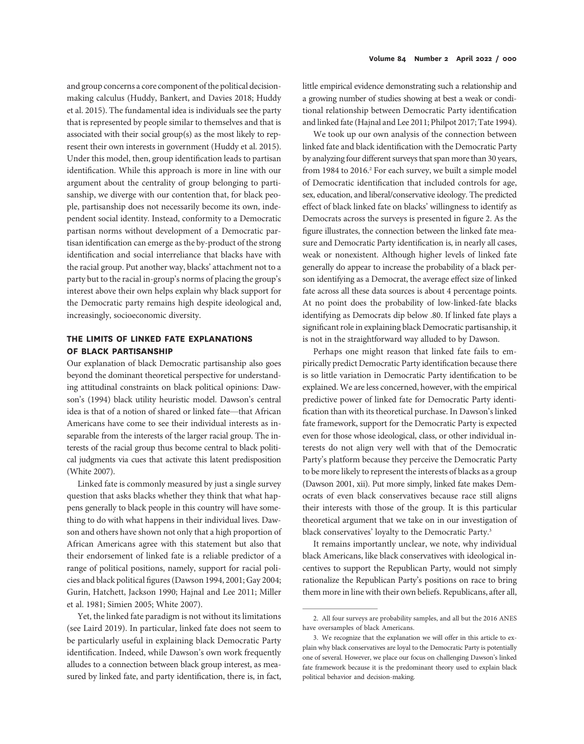and group concerns a core component of the political decision-making calculus (Huddy, Bankert, and Davies 2018; Huddy et al. 2015). The fundamental idea is individuals see the party that is represented by people similar to themselves and that is associated with their social group(s) as the most likely to represent their own interests in government (Huddy et al. 2015). Under this model, then, group identification leads to partisan identification. While this approach is more in line with our argument about the centrality of group belonging to partisanship, we diverge with our contention that, for black people, partisanship does not necessarily become its own, independent social identity. Instead, conformity to a Democratic partisan norms without development of a Democratic partisan identification can emerge as the by-product of the strong identification and social interreliance that blacks have with the racial group. Put another way, blacks' attachment not to a party but to the racial in-group's norms of placing the group's interest above their own helps explain why black support for the Democratic party remains high despite ideological and, increasingly, socioeconomic diversity.

## THE LIMITS OF LINKED FATE EXPLANATIONS OF BLACK PARTISANSHIP

Our explanation of black Democratic partisanship also goes beyond the dominant theoretical perspective for understanding attitudinal constraints on black political opinions: Dawson's (1994) black utility heuristic model. Dawson's central idea is that of a notion of shared or linked fate—that African Americans have come to see their individual interests as inseparable from the interests of the larger racial group. The interests of the racial group thus become central to black political judgments via cues that activate this latent predisposition (White 2007).

Linked fate is commonly measured by just a single survey question that asks blacks whether they think that what happens generally to black people in this country will have something to do with what happens in their individual lives. Dawson and others have shown not only that a high proportion of African Americans agree with this statement but also that their endorsement of linked fate is a reliable predictor of a range of political positions, namely, support for racial policies and black political figures (Dawson 1994, 2001; Gay 2004; Gurin, Hatchett, Jackson 1990; Hajnal and Lee 2011; Miller et al. 1981; Simien 2005; White 2007).

Yet, the linked fate paradigm is not without its limitations (see Laird 2019). In particular, linked fate does not seem to be particularly useful in explaining black Democratic Party identification. Indeed, while Dawson's own work frequently alludes to a connection between black group interest, as measured by linked fate, and party identification, there is, in fact, little empirical evidence demonstrating such a relationship and a growing number of studies showing at best a weak or conditional relationship between Democratic Party identification and linked fate (Hajnal and Lee 2011; Philpot 2017; Tate 1994).

We took up our own analysis of the connection between linked fate and black identification with the Democratic Party by analyzing four different surveys that span more than 30 years, from 1984 to 2016.[2] For each survey, we built a simple model of Democratic identification that included controls for age, sex, education, and liberal/conservative ideology. The predicted effect of black linked fate on blacks' willingness to identify as Democrats across the surveys is presented in figure 2. As the figure illustrates, the connection between the linked fate measure and Democratic Party identification is, in nearly all cases, weak or nonexistent. Although higher levels of linked fate generally do appear to increase the probability of a black person identifying as a Democrat, the average effect size of linked fate across all these data sources is about 4 percentage points. At no point does the probability of low-linked-fate blacks identifying as Democrats dip below .80. If linked fate plays a significant role in explaining black Democratic partisanship, it is not in the straightforward way alluded to by Dawson.

Perhaps one might reason that linked fate fails to empirically predict Democratic Party identification because there is so little variation in Democratic Party identification to be explained. We are less concerned, however, with the empirical predictive power of linked fate for Democratic Party identification than with its theoretical purchase. In Dawson's linked fate framework, support for the Democratic Party is expected even for those whose ideological, class, or other individual interests do not align very well with that of the Democratic Party's platform because they perceive the Democratic Party to be more likely to represent the interests of blacks as a group (Dawson 2001, xii). Put more simply, linked fate makes Democrats of even black conservatives because race still aligns their interests with those of the group. It is this particular theoretical argument that we take on in our investigation of black conservatives' loyalty to the Democratic Party.[3]

It remains importantly unclear, we note, why individual black Americans, like black conservatives with ideological incentives to support the Republican Party, would not simply rationalize the Republican Party's positions on race to bring them more in line with their own beliefs. Republicans, after all,

2. All four surveys are probability samples, and all but the 2016 ANES have oversamples of black Americans.

3. We recognize that the explanation we will offer in this article to explain why black conservatives are loyal to the Democratic Party is potentially one of several. However, we place our focus on challenging Dawson's linked fate framework because it is the predominant theory used to explain black political behavior and decision-making.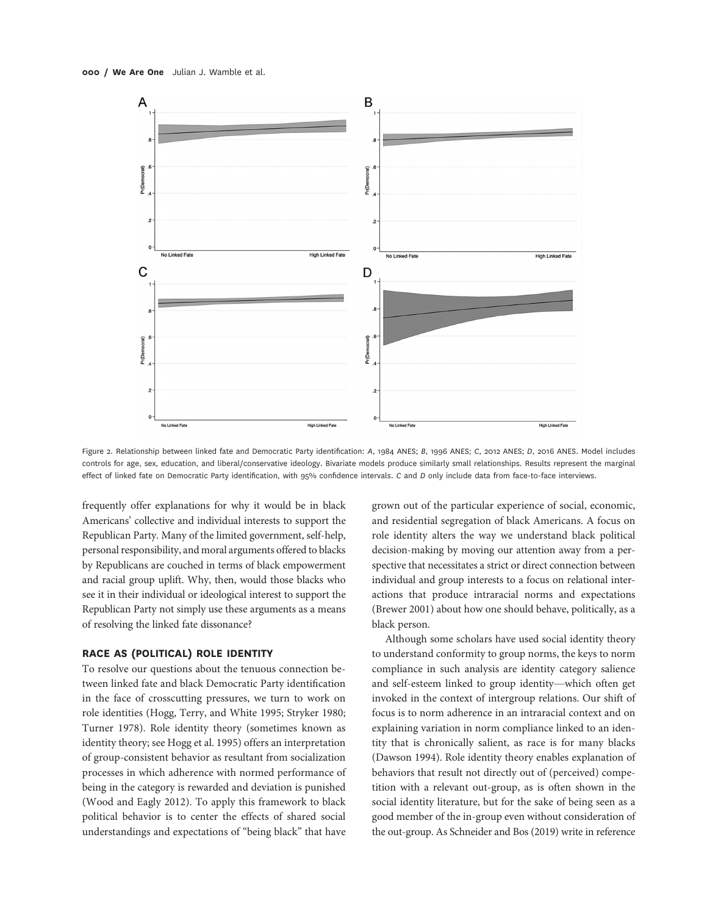Figure 2. Relationship between linked fate and Democratic Party identification: *A*, 1984 ANES; *B*, 1996 ANES; *C*, 2012 ANES; *D*, 2016 ANES. Model includes controls for age, sex, education, and liberal/conservative ideology. Bivariate models produce similarly small relationships. Results represent the marginal effect of linked fate on Democratic Party identification, with 95% confidence intervals. *C* and *D* only include data from face-to-face interviews.

frequently offer explanations for why it would be in black Americans' collective and individual interests to support the Republican Party. Many of the limited government, self-help, personal responsibility, and moral arguments offered to blacks by Republicans are couched in terms of black empowerment and racial group uplift. Why, then, would those blacks who see it in their individual or ideological interest to support the Republican Party not simply use these arguments as a means of resolving the linked fate dissonance?

## RACE AS (POLITICAL) ROLE IDENTITY

To resolve our questions about the tenuous connection between linked fate and black Democratic Party identification in the face of crosscutting pressures, we turn to work on role identities (Hogg, Terry, and White 1995; Stryker 1980; Turner 1978). Role identity theory (sometimes known as identity theory; see Hogg et al. 1995) offers an interpretation of group-consistent behavior as resultant from socialization processes in which adherence with normed performance of being in the category is rewarded and deviation is punished (Wood and Eagly 2012). To apply this framework to black political behavior is to center the effects of shared social understandings and expectations of "being black" that have grown out of the particular experience of social, economic, and residential segregation of black Americans. A focus on role identity alters the way we understand black political decision-making by moving our attention away from a perspective that necessitates a strict or direct connection between individual and group interests to a focus on relational interactions that produce intraracial norms and expectations (Brewer 2001) about how one should behave, politically, as a black person.

Although some scholars have used social identity theory to understand conformity to group norms, the keys to norm compliance in such analysis are identity category salience and self-esteem linked to group identity—which often get invoked in the context of intergroup relations. Our shift of focus is to norm adherence in an intraracial context and on explaining variation in norm compliance linked to an identity that is chronically salient, as race is for many blacks (Dawson 1994). Role identity theory enables explanation of behaviors that result not directly out of (perceived) competition with a relevant out-group, as is often shown in the social identity literature, but for the sake of being seen as a good member of the in-group even without consideration of the out-group. As Schneider and Bos (2019) write in reference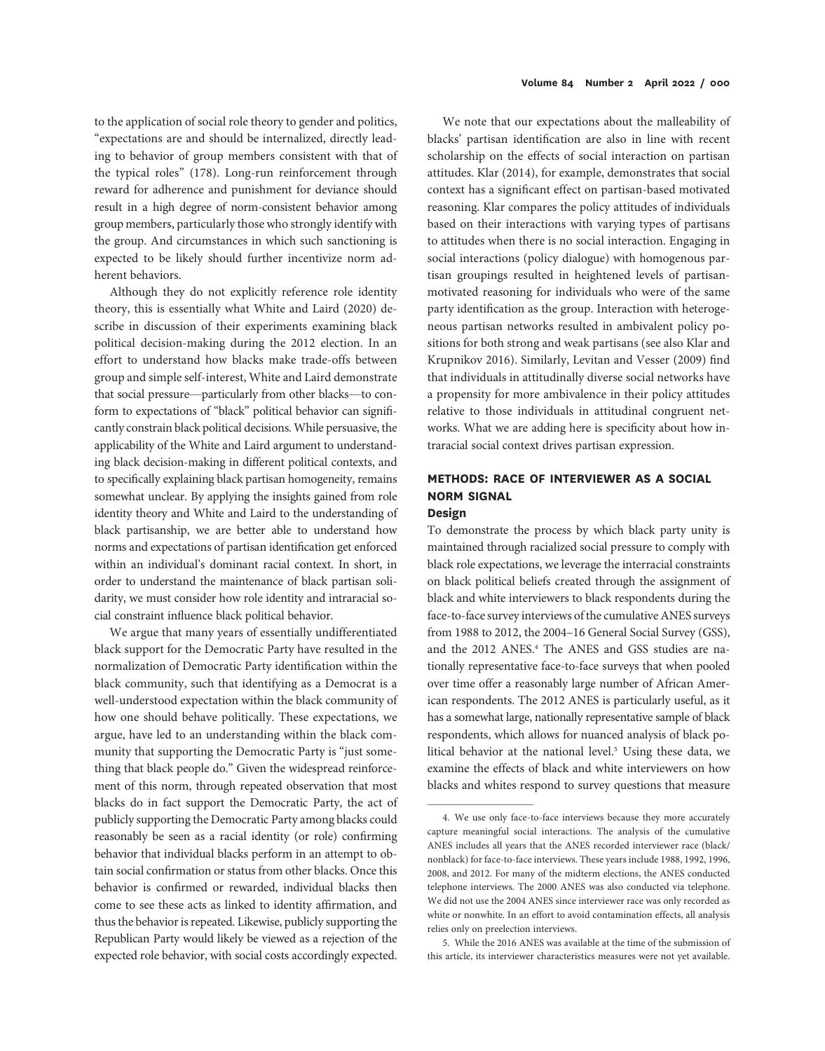to the application of social role theory to gender and politics, "expectations are and should be internalized, directly leading to behavior of group members consistent with that of the typical roles" (178). Long-run reinforcement through reward for adherence and punishment for deviance should result in a high degree of norm-consistent behavior among group members, particularly those who strongly identify with the group. And circumstances in which such sanctioning is expected to be likely should further incentivize norm adherent behaviors.

Although they do not explicitly reference role identity theory, this is essentially what White and Laird (2020) describe in discussion of their experiments examining black political decision-making during the 2012 election. In an effort to understand how blacks make trade-offs between group and simple self-interest, White and Laird demonstrate that social pressure—particularly from other blacks—to conform to expectations of "black" political behavior can significantly constrain black political decisions. While persuasive, the applicability of the White and Laird argument to understanding black decision-making in different political contexts, and to specifically explaining black partisan homogeneity, remains somewhat unclear. By applying the insights gained from role identity theory and White and Laird to the understanding of black partisanship, we are better able to understand how norms and expectations of partisan identification get enforced within an individual's dominant racial context. In short, in order to understand the maintenance of black partisan solidarity, we must consider how role identity and intraracial social constraint influence black political behavior.

We argue that many years of essentially undifferentiated black support for the Democratic Party have resulted in the normalization of Democratic Party identification within the black community, such that identifying as a Democrat is a well-understood expectation within the black community of how one should behave politically. These expectations, we argue, have led to an understanding within the black community that supporting the Democratic Party is "just something that black people do." Given the widespread reinforcement of this norm, through repeated observation that most blacks do in fact support the Democratic Party, the act of publicly supporting the Democratic Party among blacks could reasonably be seen as a racial identity (or role) confirming behavior that individual blacks perform in an attempt to obtain social confirmation or status from other blacks. Once this behavior is confirmed or rewarded, individual blacks then come to see these acts as linked to identity affirmation, and thus the behavior is repeated. Likewise, publicly supporting the Republican Party would likely be viewed as a rejection of the expected role behavior, with social costs accordingly expected.

We note that our expectations about the malleability of blacks' partisan identification are also in line with recent scholarship on the effects of social interaction on partisan attitudes. Klar (2014), for example, demonstrates that social context has a significant effect on partisan-based motivated reasoning. Klar compares the policy attitudes of individuals based on their interactions with varying types of partisans to attitudes when there is no social interaction. Engaging in social interactions (policy dialogue) with homogenous partisan groupings resulted in heightened levels of partisan-motivated reasoning for individuals who were of the same party identification as the group. Interaction with heterogeneous partisan networks resulted in ambivalent policy positions for both strong and weak partisans (see also Klar and Krupnikov 2016). Similarly, Levitan and Vesser (2009) find that individuals in attitudinally diverse social networks have a propensity for more ambivalence in their policy attitudes relative to those individuals in attitudinal congruent networks. What we are adding here is specificity about how intraracial social context drives partisan expression.

## METHODS: RACE OF INTERVIEWER AS A SOCIAL NORM SIGNAL

### Design

To demonstrate the process by which black party unity is maintained through racialized social pressure to comply with black role expectations, we leverage the interracial constraints on black political beliefs created through the assignment of black and white interviewers to black respondents during the face-to-face survey interviews of the cumulative ANES surveys from 1988 to 2012, the 2004–16 General Social Survey (GSS), and the 2012 ANES.[4] The ANES and GSS studies are nationally representative face-to-face surveys that when pooled over time offer a reasonably large number of African American respondents. The 2012 ANES is particularly useful, as it has a somewhat large, nationally representative sample of black respondents, which allows for nuanced analysis of black political behavior at the national level.[5] Using these data, we examine the effects of black and white interviewers on how blacks and whites respond to survey questions that measure

---

4. We use only face-to-face interviews because they more accurately capture meaningful social interactions. The analysis of the cumulative ANES includes all years that the ANES recorded interviewer race (black/nonblack) for face-to-face interviews. These years include 1988, 1992, 1996, 2008, and 2012. For many of the midterm elections, the ANES conducted telephone interviews. The 2000 ANES was also conducted via telephone. We did not use the 2004 ANES since interviewer race was only recorded as white or nonwhite. In an effort to avoid contamination effects, all analysis relies only on preelection interviews.

5. While the 2016 ANES was available at the time of the submission of this article, its interviewer characteristics measures were not yet available.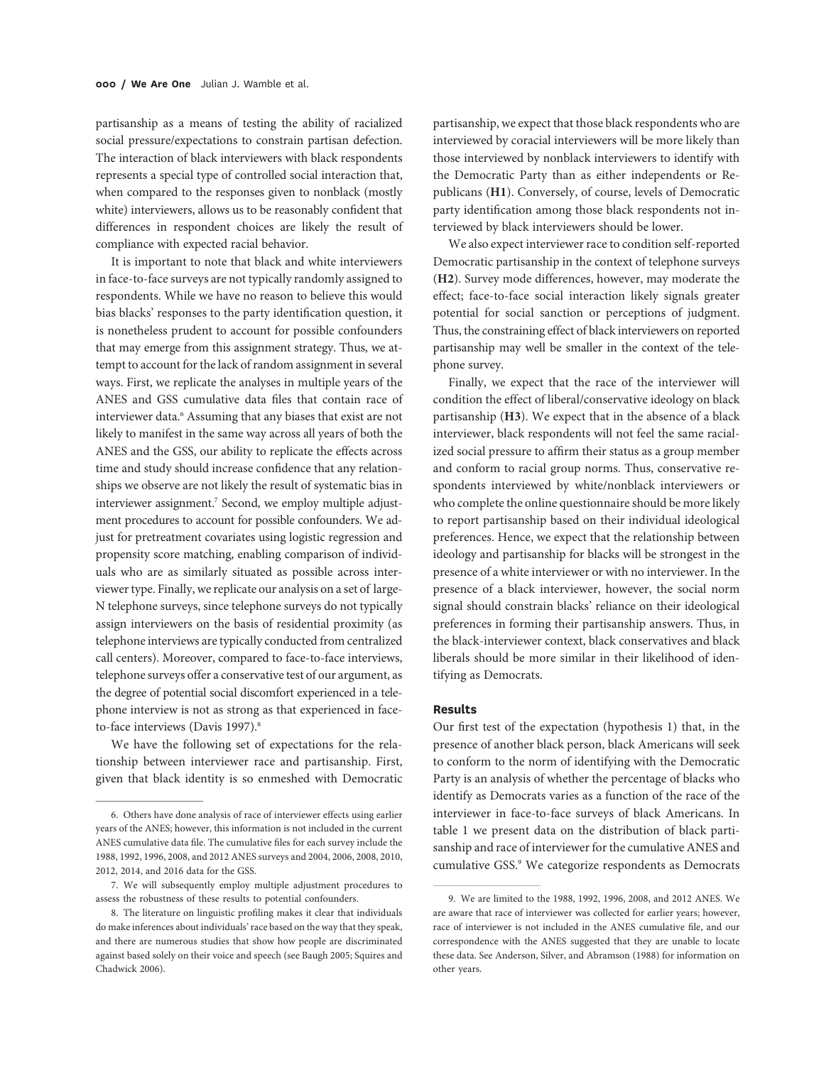partisanship as a means of testing the ability of racialized social pressure/expectations to constrain partisan defection. The interaction of black interviewers with black respondents represents a special type of controlled social interaction that, when compared to the responses given to nonblack (mostly white) interviewers, allows us to be reasonably confident that differences in respondent choices are likely the result of compliance with expected racial behavior.

It is important to note that black and white interviewers in face-to-face surveys are not typically randomly assigned to respondents. While we have no reason to believe this would bias blacks' responses to the party identification question, it is nonetheless prudent to account for possible confounders that may emerge from this assignment strategy. Thus, we attempt to account for the lack of random assignment in several ways. First, we replicate the analyses in multiple years of the ANES and GSS cumulative data files that contain race of interviewer data.[6] Assuming that any biases that exist are not likely to manifest in the same way across all years of both the ANES and the GSS, our ability to replicate the effects across time and study should increase confidence that any relationships we observe are not likely the result of systematic bias in interviewer assignment.[7] Second, we employ multiple adjustment procedures to account for possible confounders. We adjust for pretreatment covariates using logistic regression and propensity score matching, enabling comparison of individuals who are as similarly situated as possible across interviewer type. Finally, we replicate our analysis on a set of large-N telephone surveys, since telephone surveys do not typically assign interviewers on the basis of residential proximity (as telephone interviews are typically conducted from centralized call centers). Moreover, compared to face-to-face interviews, telephone surveys offer a conservative test of our argument, as the degree of potential social discomfort experienced in a telephone interview is not as strong as that experienced in face-to-face interviews (Davis 1997).[8]

We have the following set of expectations for the relationship between interviewer race and partisanship. First, given that black identity is so enmeshed with Democratic partisanship, we expect that those black respondents who are interviewed by coracial interviewers will be more likely than those interviewed by nonblack interviewers to identify with the Democratic Party than as either independents or Republicans (**H1**). Conversely, of course, levels of Democratic party identification among those black respondents not interviewed by black interviewers should be lower.

We also expect interviewer race to condition self-reported Democratic partisanship in the context of telephone surveys (**H2**). Survey mode differences, however, may moderate the effect; face-to-face social interaction likely signals greater potential for social sanction or perceptions of judgment. Thus, the constraining effect of black interviewers on reported partisanship may well be smaller in the context of the telephone survey.

Finally, we expect that the race of the interviewer will condition the effect of liberal/conservative ideology on black partisanship (**H3**). We expect that in the absence of a black interviewer, black respondents will not feel the same racialized social pressure to affirm their status as a group member and conform to racial group norms. Thus, conservative respondents interviewed by white/nonblack interviewers or who complete the online questionnaire should be more likely to report partisanship based on their individual ideological preferences. Hence, we expect that the relationship between ideology and partisanship for blacks will be strongest in the presence of a white interviewer or with no interviewer. In the presence of a black interviewer, however, the social norm signal should constrain blacks' reliance on their ideological preferences in forming their partisanship answers. Thus, in the black-interviewer context, black conservatives and black liberals should be more similar in their likelihood of identifying as Democrats.

## Results

Our first test of the expectation (hypothesis 1) that, in the presence of another black person, black Americans will seek to conform to the norm of identifying with the Democratic Party is an analysis of whether the percentage of blacks who identify as Democrats varies as a function of the race of the interviewer in face-to-face surveys of black Americans. In table 1 we present data on the distribution of black partisanship and race of interviewer for the cumulative ANES and cumulative GSS.[9] We categorize respondents as Democrats

---

6. Others have done analysis of race of interviewer effects using earlier years of the ANES; however, this information is not included in the current ANES cumulative data file. The cumulative files for each survey include the 1988, 1992, 1996, 2008, and 2012 ANES surveys and 2004, 2006, 2008, 2010, 2012, 2014, and 2016 data for the GSS.

7. We will subsequently employ multiple adjustment procedures to assess the robustness of these results to potential confounders.

8. The literature on linguistic profiling makes it clear that individuals do make inferences about individuals' race based on the way that they speak, and there are numerous studies that show how people are discriminated against based solely on their voice and speech (see Baugh 2005; Squires and Chadwick 2006).

9. We are limited to the 1988, 1992, 1996, 2008, and 2012 ANES. We are aware that race of interviewer was collected for earlier years; however, race of interviewer is not included in the ANES cumulative file, and our correspondence with the ANES suggested that they are unable to locate these data. See Anderson, Silver, and Abramson (1988) for information on other years.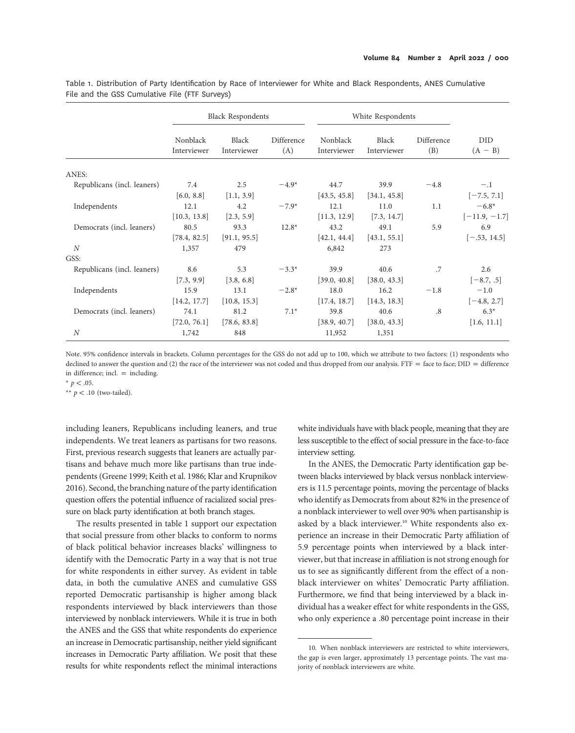Table 1. Distribution of Party Identification by Race of Interviewer for White and Black Respondents, ANES Cumulative File and the GSS Cumulative File (FTF Surveys)

| | Black Respondents | | | White Respondents | | | |
|---|---|---|---|---|---|---|---|
| | Nonblack Interviewer | Black Interviewer | Difference (A) | Nonblack Interviewer | Black Interviewer | Difference (B) | DID (A − B) |
| ANES: | | | | | | | |
| Republicans (incl. leaners) | 7.4 | 2.5 | −4.9* | 44.7 | 39.9 | −4.8 | −.1 |
| | [6.0, 8.8] | [1.1, 3.9] | | [43.5, 45.8] | [34.1, 45.8] | | [−7.5, 7.1] |
| Independents | 12.1 | 4.2 | −7.9* | 12.1 | 11.0 | 1.1 | −6.8* |
| | [10.3, 13.8] | [2.3, 5.9] | | [11.3, 12.9] | [7.3, 14.7] | | [−11.9, −1.7] |
| Democrats (incl. leaners) | 80.5 | 93.3 | 12.8* | 43.2 | 49.1 | 5.9 | 6.9 |
| | [78.4, 82.5] | [91.1, 95.5] | | [42.1, 44.4] | [43.1, 55.1] | | [−.53, 14.5] |
| *N* | 1,357 | 479 | | 6,842 | 273 | | |
| GSS: | | | | | | | |
| Republicans (incl. leaners) | 8.6 | 5.3 | −3.3* | 39.9 | 40.6 | .7 | 2.6 |
| | [7.3, 9.9] | [3.8, 6.8] | | [39.0, 40.8] | [38.0, 43.3] | | [−8.7, .5] |
| Independents | 15.9 | 13.1 | −2.8* | 18.0 | 16.2 | −1.8 | −1.0 |
| | [14.2, 17.7] | [10.8, 15.3] | | [17.4, 18.7] | [14.3, 18.3] | | [−4.8, 2.7] |
| Democrats (incl. leaners) | 74.1 | 81.2 | 7.1* | 39.8 | 40.6 | .8 | 6.3* |
| | [72.0, 76.1] | [78.6, 83.8] | | [38.9, 40.7] | [38.0, 43.3] | | [1.6, 11.1] |
| *N* | 1,742 | 848 | | 11,952 | 1,351 | | |

Note. 95% confidence intervals in brackets. Column percentages for the GSS do not add up to 100, which we attribute to two factors: (1) respondents who declined to answer the question and (2) the race of the interviewer was not coded and thus dropped from our analysis. FTF = face to face; DID = difference in difference; incl. = including.

\* $p < .05$.

\*\* $p < .10$ (two-tailed).

including leaners, Republicans including leaners, and true independents. We treat leaners as partisans for two reasons. First, previous research suggests that leaners are actually partisans and behave much more like partisans than true independents (Greene 1999; Keith et al. 1986; Klar and Krupnikov 2016). Second, the branching nature of the party identification question offers the potential influence of racialized social pressure on black party identification at both branch stages.

The results presented in table 1 support our expectation that social pressure from other blacks to conform to norms of black political behavior increases blacks' willingness to identify with the Democratic Party in a way that is not true for white respondents in either survey. As evident in table data, in both the cumulative ANES and cumulative GSS reported Democratic partisanship is higher among black respondents interviewed by black interviewers than those interviewed by nonblack interviewers. While it is true in both the ANES and the GSS that white respondents do experience an increase in Democratic partisanship, neither yield significant increases in Democratic Party affiliation. We posit that these results for white respondents reflect the minimal interactions white individuals have with black people, meaning that they are less susceptible to the effect of social pressure in the face-to-face interview setting.

In the ANES, the Democratic Party identification gap between blacks interviewed by black versus nonblack interviewers is 11.5 percentage points, moving the percentage of blacks who identify as Democrats from about 82% in the presence of a nonblack interviewer to well over 90% when partisanship is asked by a black interviewer.[10] White respondents also experience an increase in their Democratic Party affiliation of 5.9 percentage points when interviewed by a black interviewer, but that increase in affiliation is not strong enough for us to see as significantly different from the effect of a nonblack interviewer on whites' Democratic Party affiliation. Furthermore, we find that being interviewed by a black individual has a weaker effect for white respondents in the GSS, who only experience a .80 percentage point increase in their

10. When nonblack interviewers are restricted to white interviewers, the gap is even larger, approximately 13 percentage points. The vast majority of nonblack interviewers are white.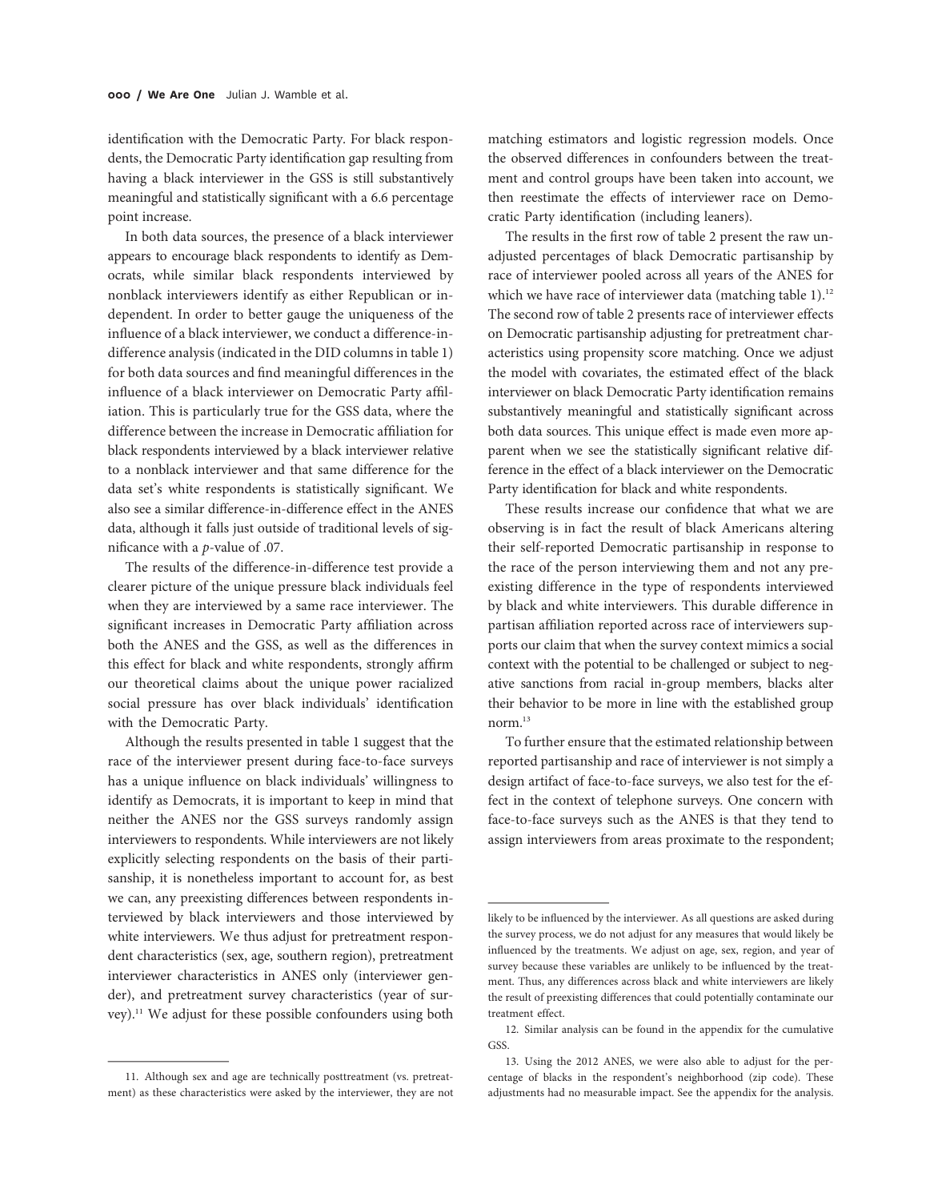identification with the Democratic Party. For black respondents, the Democratic Party identification gap resulting from having a black interviewer in the GSS is still substantively meaningful and statistically significant with a 6.6 percentage point increase.

In both data sources, the presence of a black interviewer appears to encourage black respondents to identify as Democrats, while similar black respondents interviewed by nonblack interviewers identify as either Republican or independent. In order to better gauge the uniqueness of the influence of a black interviewer, we conduct a difference-in-difference analysis (indicated in the DID columns in table 1) for both data sources and find meaningful differences in the influence of a black interviewer on Democratic Party affiliation. This is particularly true for the GSS data, where the difference between the increase in Democratic affiliation for black respondents interviewed by a black interviewer relative to a nonblack interviewer and that same difference for the data set's white respondents is statistically significant. We also see a similar difference-in-difference effect in the ANES data, although it falls just outside of traditional levels of significance with a *p*-value of .07.

The results of the difference-in-difference test provide a clearer picture of the unique pressure black individuals feel when they are interviewed by a same race interviewer. The significant increases in Democratic Party affiliation across both the ANES and the GSS, as well as the differences in this effect for black and white respondents, strongly affirm our theoretical claims about the unique power racialized social pressure has over black individuals' identification with the Democratic Party.

Although the results presented in table 1 suggest that the race of the interviewer present during face-to-face surveys has a unique influence on black individuals' willingness to identify as Democrats, it is important to keep in mind that neither the ANES nor the GSS surveys randomly assign interviewers to respondents. While interviewers are not likely explicitly selecting respondents on the basis of their partisanship, it is nonetheless important to account for, as best we can, any preexisting differences between respondents interviewed by black interviewers and those interviewed by white interviewers. We thus adjust for pretreatment respondent characteristics (sex, age, southern region), pretreatment interviewer characteristics in ANES only (interviewer gender), and pretreatment survey characteristics (year of survey).[11] We adjust for these possible confounders using both matching estimators and logistic regression models. Once the observed differences in confounders between the treatment and control groups have been taken into account, we then reestimate the effects of interviewer race on Democratic Party identification (including leaners).

The results in the first row of table 2 present the raw unadjusted percentages of black Democratic partisanship by race of interviewer pooled across all years of the ANES for which we have race of interviewer data (matching table 1).[12] The second row of table 2 presents race of interviewer effects on Democratic partisanship adjusting for pretreatment characteristics using propensity score matching. Once we adjust the model with covariates, the estimated effect of the black interviewer on black Democratic Party identification remains substantively meaningful and statistically significant across both data sources. This unique effect is made even more apparent when we see the statistically significant relative difference in the effect of a black interviewer on the Democratic Party identification for black and white respondents.

These results increase our confidence that what we are observing is in fact the result of black Americans altering their self-reported Democratic partisanship in response to the race of the person interviewing them and not any preexisting difference in the type of respondents interviewed by black and white interviewers. This durable difference in partisan affiliation reported across race of interviewers supports our claim that when the survey context mimics a social context with the potential to be challenged or subject to negative sanctions from racial in-group members, blacks alter their behavior to be more in line with the established group norm.[13]

To further ensure that the estimated relationship between reported partisanship and race of interviewer is not simply a design artifact of face-to-face surveys, we also test for the effect in the context of telephone surveys. One concern with face-to-face surveys such as the ANES is that they tend to assign interviewers from areas proximate to the respondent;

---

11. Although sex and age are technically posttreatment (vs. pretreatment) as these characteristics were asked by the interviewer, they are not likely to be influenced by the interviewer. As all questions are asked during the survey process, we do not adjust for any measures that would likely be influenced by the treatments. We adjust on age, sex, region, and year of survey because these variables are unlikely to be influenced by the treatment. Thus, any differences across black and white interviewers are likely the result of preexisting differences that could potentially contaminate our treatment effect.

12. Similar analysis can be found in the appendix for the cumulative GSS.

13. Using the 2012 ANES, we were also able to adjust for the percentage of blacks in the respondent's neighborhood (zip code). These adjustments had no measurable impact. See the appendix for the analysis.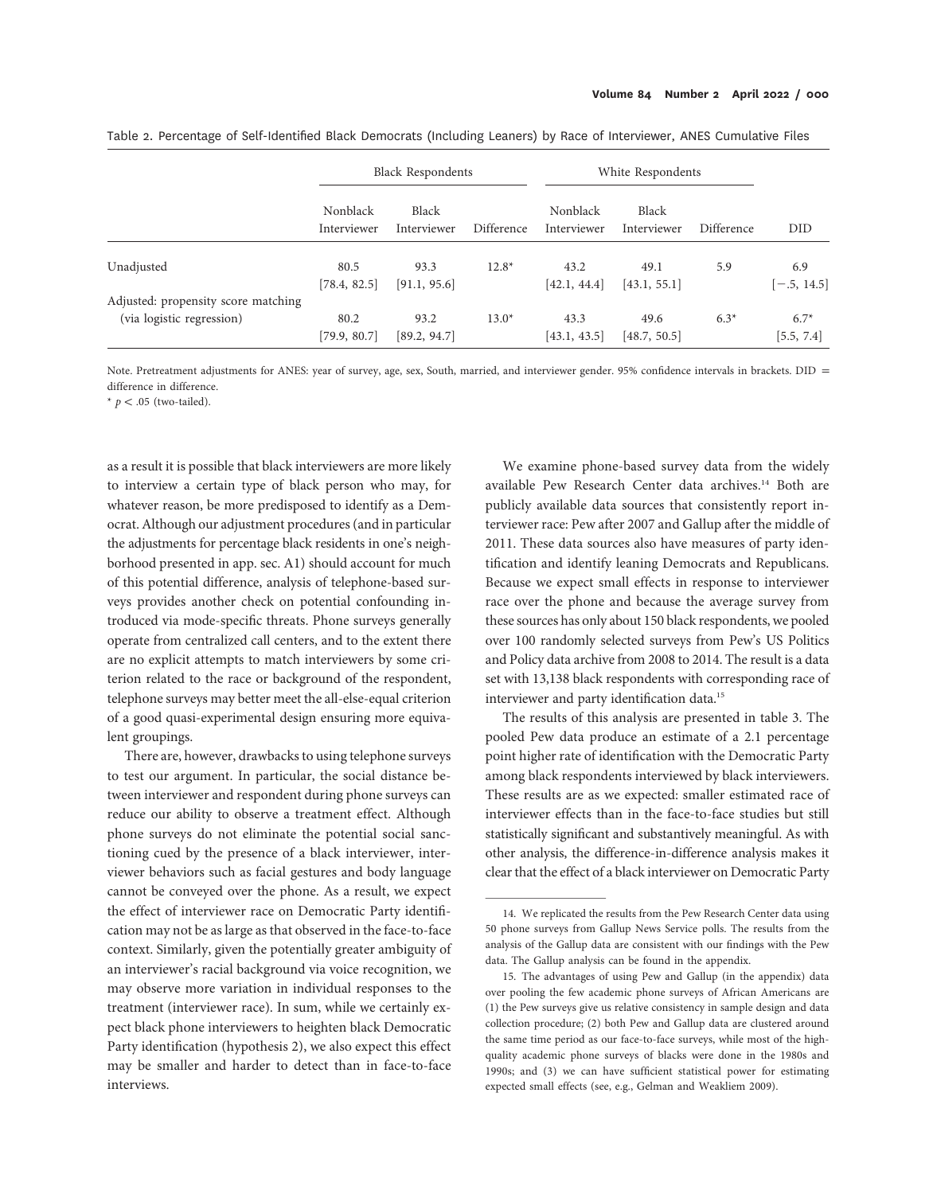Table 2. Percentage of Self-Identified Black Democrats (Including Leaners) by Race of Interviewer, ANES Cumulative Files

| | Black Respondents | | | White Respondents | | | |
|---|---|---|---|---|---|---|---|
| | Nonblack Interviewer | Black Interviewer | Difference | Nonblack Interviewer | Black Interviewer | Difference | DID |
| Unadjusted | 80.5 | 93.3 | 12.8* | 43.2 | 49.1 | 5.9 | 6.9 |
| | [78.4, 82.5] | [91.1, 95.6] | | [42.1, 44.4] | [43.1, 55.1] | | [−.5, 14.5] |
| Adjusted: propensity score matching (via logistic regression) | 80.2 | 93.2 | 13.0* | 43.3 | 49.6 | 6.3* | 6.7* |
| | [79.9, 80.7] | [89.2, 94.7] | | [43.1, 43.5] | [48.7, 50.5] | | [5.5, 7.4] |

Note. Pretreatment adjustments for ANES: year of survey, age, sex, South, married, and interviewer gender. 95% confidence intervals in brackets. DID = difference in difference.

* $p < .05$ (two-tailed).

as a result it is possible that black interviewers are more likely to interview a certain type of black person who may, for whatever reason, be more predisposed to identify as a Democrat. Although our adjustment procedures (and in particular the adjustments for percentage black residents in one's neighborhood presented in app. sec. A1) should account for much of this potential difference, analysis of telephone-based surveys provides another check on potential confounding introduced via mode-specific threats. Phone surveys generally operate from centralized call centers, and to the extent there are no explicit attempts to match interviewers by some criterion related to the race or background of the respondent, telephone surveys may better meet the all-else-equal criterion of a good quasi-experimental design ensuring more equivalent groupings.

There are, however, drawbacks to using telephone surveys to test our argument. In particular, the social distance between interviewer and respondent during phone surveys can reduce our ability to observe a treatment effect. Although phone surveys do not eliminate the potential social sanctioning cued by the presence of a black interviewer, interviewer behaviors such as facial gestures and body language cannot be conveyed over the phone. As a result, we expect the effect of interviewer race on Democratic Party identification may not be as large as that observed in the face-to-face context. Similarly, given the potentially greater ambiguity of an interviewer's racial background via voice recognition, we may observe more variation in individual responses to the treatment (interviewer race). In sum, while we certainly expect black phone interviewers to heighten black Democratic Party identification (hypothesis 2), we also expect this effect may be smaller and harder to detect than in face-to-face interviews.

We examine phone-based survey data from the widely available Pew Research Center data archives.[14] Both are publicly available data sources that consistently report interviewer race: Pew after 2007 and Gallup after the middle of 2011. These data sources also have measures of party identification and identify leaning Democrats and Republicans. Because we expect small effects in response to interviewer race over the phone and because the average survey from these sources has only about 150 black respondents, we pooled over 100 randomly selected surveys from Pew's US Politics and Policy data archive from 2008 to 2014. The result is a data set with 13,138 black respondents with corresponding race of interviewer and party identification data.[15]

The results of this analysis are presented in table 3. The pooled Pew data produce an estimate of a 2.1 percentage point higher rate of identification with the Democratic Party among black respondents interviewed by black interviewers. These results are as we expected: smaller estimated race of interviewer effects than in the face-to-face studies but still statistically significant and substantively meaningful. As with other analysis, the difference-in-difference analysis makes it clear that the effect of a black interviewer on Democratic Party

---

14. We replicated the results from the Pew Research Center data using 50 phone surveys from Gallup News Service polls. The results from the analysis of the Gallup data are consistent with our findings with the Pew data. The Gallup analysis can be found in the appendix.

15. The advantages of using Pew and Gallup (in the appendix) data over pooling the few academic phone surveys of African Americans are (1) the Pew surveys give us relative consistency in sample design and data collection procedure; (2) both Pew and Gallup data are clustered around the same time period as our face-to-face surveys, while most of the high-quality academic phone surveys of blacks were done in the 1980s and 1990s; and (3) we can have sufficient statistical power for estimating expected small effects (see, e.g., Gelman and Weakliem 2009).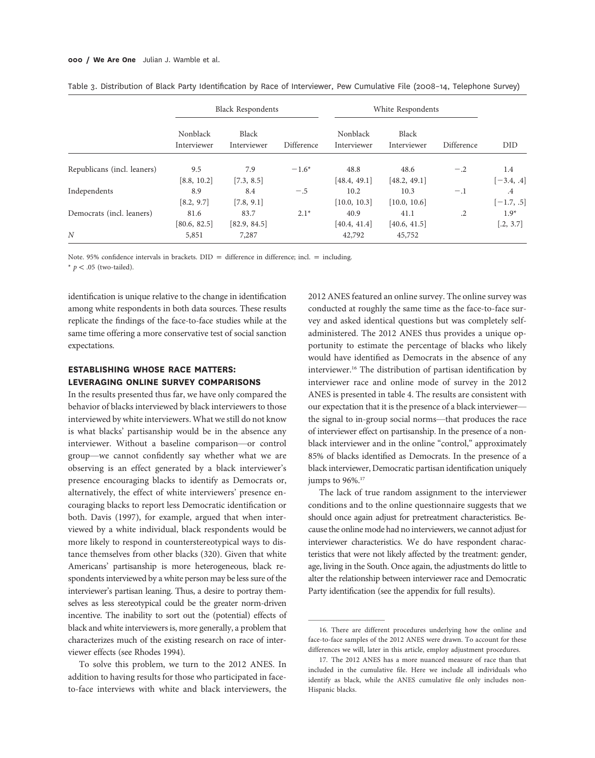Table 3. Distribution of Black Party Identification by Race of Interviewer, Pew Cumulative File (2008–14, Telephone Survey)

| | Black Respondents | | | White Respondents | | | |
|---|---|---|---|---|---|---|---|
| | Nonblack Interviewer | Black Interviewer | Difference | Nonblack Interviewer | Black Interviewer | Difference | DID |
| Republicans (incl. leaners) | 9.5 | 7.9 | −1.6* | 48.8 | 48.6 | −.2 | 1.4 |
| | [8.8, 10.2] | [7.3, 8.5] | | [48.4, 49.1] | [48.2, 49.1] | | [−3.4, .4] |
| Independents | 8.9 | 8.4 | −.5 | 10.2 | 10.3 | −.1 | .4 |
| | [8.2, 9.7] | [7.8, 9.1] | | [10.0, 10.3] | [10.0, 10.6] | | [−1.7, .5] |
| Democrats (incl. leaners) | 81.6 | 83.7 | 2.1* | 40.9 | 41.1 | .2 | 1.9* |
| | [80.6, 82.5] | [82.9, 84.5] | | [40.4, 41.4] | [40.6, 41.5] | | [.2, 3.7] |
| *N* | 5,851 | 7,287 | | 42,792 | 45,752 | | |

Note. 95% confidence intervals in brackets. DID = difference in difference; incl. = including.

* $p < .05$ (two-tailed).

identification is unique relative to the change in identification among white respondents in both data sources. These results replicate the findings of the face-to-face studies while at the same time offering a more conservative test of social sanction expectations.

## ESTABLISHING WHOSE RACE MATTERS: LEVERAGING ONLINE SURVEY COMPARISONS

In the results presented thus far, we have only compared the behavior of blacks interviewed by black interviewers to those interviewed by white interviewers. What we still do not know is what blacks' partisanship would be in the absence any interviewer. Without a baseline comparison—or control group—we cannot confidently say whether what we are observing is an effect generated by a black interviewer's presence encouraging blacks to identify as Democrats or, alternatively, the effect of white interviewers' presence encouraging blacks to report less Democratic identification or both. Davis (1997), for example, argued that when interviewed by a white individual, black respondents would be more likely to respond in counterstereotypical ways to distance themselves from other blacks (320). Given that white Americans' partisanship is more heterogeneous, black respondents interviewed by a white person may be less sure of the interviewer's partisan leaning. Thus, a desire to portray themselves as less stereotypical could be the greater norm-driven incentive. The inability to sort out the (potential) effects of black and white interviewers is, more generally, a problem that characterizes much of the existing research on race of interviewer effects (see Rhodes 1994).

To solve this problem, we turn to the 2012 ANES. In addition to having results for those who participated in face-to-face interviews with white and black interviewers, the 2012 ANES featured an online survey. The online survey was conducted at roughly the same time as the face-to-face survey and asked identical questions but was completely self-administered. The 2012 ANES thus provides a unique opportunity to estimate the percentage of blacks who likely would have identified as Democrats in the absence of any interviewer.[16] The distribution of partisan identification by interviewer race and online mode of survey in the 2012 ANES is presented in table 4. The results are consistent with our expectation that it is the presence of a black interviewer—the signal to in-group social norms—that produces the race of interviewer effect on partisanship. In the presence of a nonblack interviewer and in the online "control," approximately 85% of blacks identified as Democrats. In the presence of a black interviewer, Democratic partisan identification uniquely jumps to 96%.[17]

The lack of true random assignment to the interviewer conditions and to the online questionnaire suggests that we should once again adjust for pretreatment characteristics. Because the online mode had no interviewers, we cannot adjust for interviewer characteristics. We do have respondent characteristics that were not likely affected by the treatment: gender, age, living in the South. Once again, the adjustments do little to alter the relationship between interviewer race and Democratic Party identification (see the appendix for full results).

16. There are different procedures underlying how the online and face-to-face samples of the 2012 ANES were drawn. To account for these differences we will, later in this article, employ adjustment procedures.

17. The 2012 ANES has a more nuanced measure of race than that included in the cumulative file. Here we include all individuals who identify as black, while the ANES cumulative file only includes non-Hispanic blacks.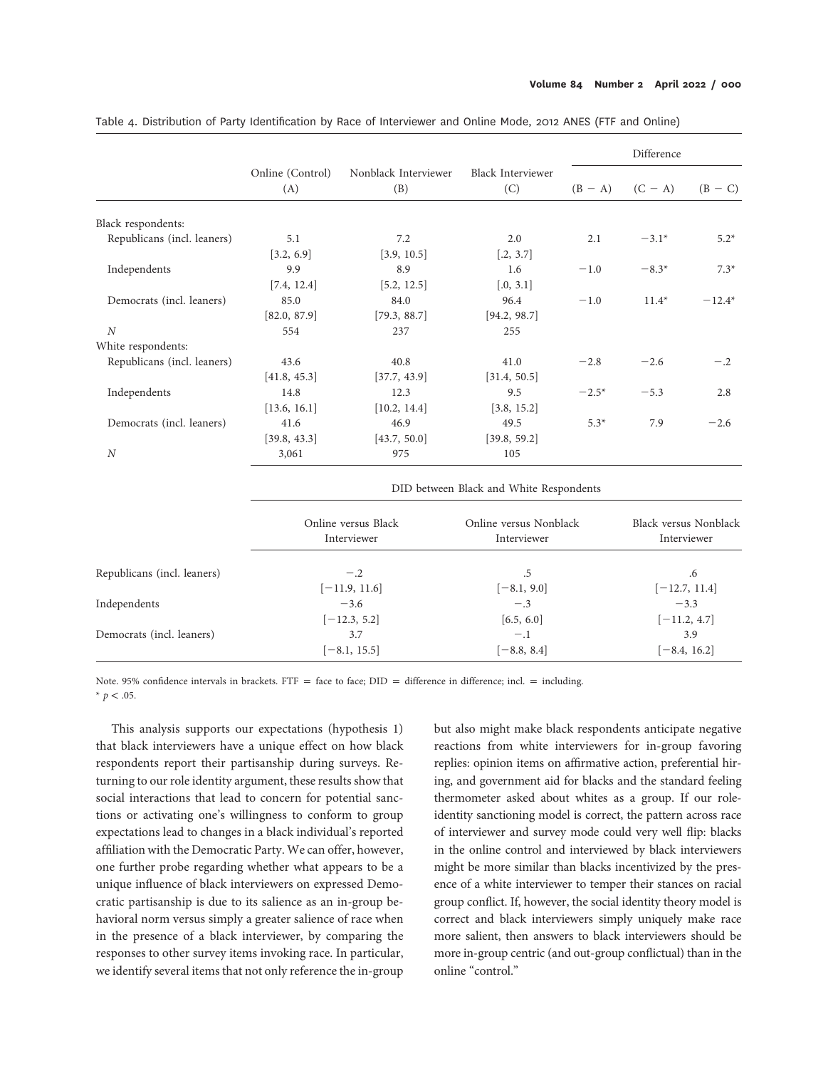Table 4. Distribution of Party Identification by Race of Interviewer and Online Mode, 2012 ANES (FTF and Online)

| | Online (Control) (A) | Nonblack Interviewer (B) | Black Interviewer (C) | Difference (B − A) | (C − A) | (B − C) |
|---|---|---|---|---|---|---|
| Black respondents: | | | | | | |
| Republicans (incl. leaners) | 5.1 | 7.2 | 2.0 | 2.1 | −3.1* | 5.2* |
| | [3.2, 6.9] | [3.9, 10.5] | [.2, 3.7] | | | |
| Independents | 9.9 | 8.9 | 1.6 | −1.0 | −8.3* | 7.3* |
| | [7.4, 12.4] | [5.2, 12.5] | [.0, 3.1] | | | |
| Democrats (incl. leaners) | 85.0 | 84.0 | 96.4 | −1.0 | 11.4* | −12.4* |
| | [82.0, 87.9] | [79.3, 88.7] | [94.2, 98.7] | | | |
| *N* | 554 | 237 | 255 | | | |
| White respondents: | | | | | | |
| Republicans (incl. leaners) | 43.6 | 40.8 | 41.0 | −2.8 | −2.6 | −.2 |
| | [41.8, 45.3] | [37.7, 43.9] | [31.4, 50.5] | | | |
| Independents | 14.8 | 12.3 | 9.5 | −2.5* | −5.3 | 2.8 |
| | [13.6, 16.1] | [10.2, 14.4] | [3.8, 15.2] | | | |
| Democrats (incl. leaners) | 41.6 | 46.9 | 49.5 | 5.3* | 7.9 | −2.6 |
| | [39.8, 43.3] | [43.7, 50.0] | [39.8, 59.2] | | | |
| *N* | 3,061 | 975 | 105 | | | |

| | DID between Black and White Respondents: Online versus Black Interviewer | Online versus Nonblack Interviewer | Black versus Nonblack Interviewer |
|---|---|---|---|
| Republicans (incl. leaners) | −.2 | .5 | .6 |
| | [−11.9, 11.6] | [−8.1, 9.0] | [−12.7, 11.4] |
| Independents | −3.6 | −.3 | −3.3 |
| | [−12.3, 5.2] | [6.5, 6.0] | [−11.2, 4.7] |
| Democrats (incl. leaners) | 3.7 | −.1 | 3.9 |
| | [−8.1, 15.5] | [−8.8, 8.4] | [−8.4, 16.2] |

Note. 95% confidence intervals in brackets. FTF = face to face; DID = difference in difference; incl. = including.
* $p < .05$.

This analysis supports our expectations (hypothesis 1) that black interviewers have a unique effect on how black respondents report their partisanship during surveys. Returning to our role identity argument, these results show that social interactions that lead to concern for potential sanctions or activating one's willingness to conform to group expectations lead to changes in a black individual's reported affiliation with the Democratic Party. We can offer, however, one further probe regarding whether what appears to be a unique influence of black interviewers on expressed Democratic partisanship is due to its salience as an in-group behavioral norm versus simply a greater salience of race when in the presence of a black interviewer, by comparing the responses to other survey items invoking race. In particular, we identify several items that not only reference the in-group but also might make black respondents anticipate negative reactions from white interviewers for in-group favoring replies: opinion items on affirmative action, preferential hiring, and government aid for blacks and the standard feeling thermometer asked about whites as a group. If our role-identity sanctioning model is correct, the pattern across race of interviewer and survey mode could very well flip: blacks in the online control and interviewed by black interviewers might be more similar than blacks incentivized by the presence of a white interviewer to temper their stances on racial group conflict. If, however, the social identity theory model is correct and black interviewers simply uniquely make race more salient, then answers to black interviewers should be more in-group centric (and out-group conflictual) than in the online "control."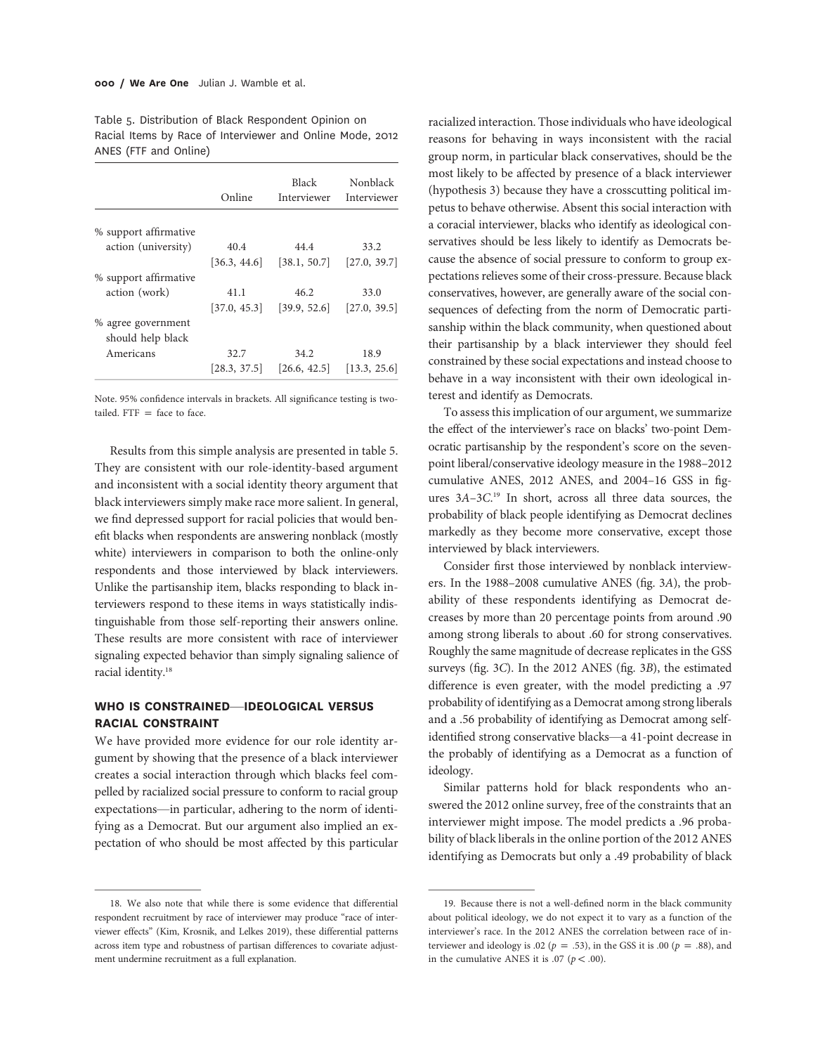Table 5. Distribution of Black Respondent Opinion on Racial Items by Race of Interviewer and Online Mode, 2012 ANES (FTF and Online)

| | Online | Black Interviewer | Nonblack Interviewer |
|---|---|---|---|
| % support affirmative action (university) | 40.4 | 44.4 | 33.2 |
| | [36.3, 44.6] | [38.1, 50.7] | [27.0, 39.7] |
| % support affirmative action (work) | 41.1 | 46.2 | 33.0 |
| | [37.0, 45.3] | [39.9, 52.6] | [27.0, 39.5] |
| % agree government should help black Americans | 32.7 | 34.2 | 18.9 |
| | [28.3, 37.5] | [26.6, 42.5] | [13.3, 25.6] |

Note. 95% confidence intervals in brackets. All significance testing is two-tailed. FTF = face to face.

Results from this simple analysis are presented in table 5. They are consistent with our role-identity-based argument and inconsistent with a social identity theory argument that black interviewers simply make race more salient. In general, we find depressed support for racial policies that would benefit blacks when respondents are answering nonblack (mostly white) interviewers in comparison to both the online-only respondents and those interviewed by black interviewers. Unlike the partisanship item, blacks responding to black interviewers respond to these items in ways statistically indistinguishable from those self-reporting their answers online. These results are more consistent with race of interviewer signaling expected behavior than simply signaling salience of racial identity.[18]

## WHO IS CONSTRAINED—IDEOLOGICAL VERSUS RACIAL CONSTRAINT

We have provided more evidence for our role identity argument by showing that the presence of a black interviewer creates a social interaction through which blacks feel compelled by racialized social pressure to conform to racial group expectations—in particular, adhering to the norm of identifying as a Democrat. But our argument also implied an expectation of who should be most affected by this particular racialized interaction. Those individuals who have ideological reasons for behaving in ways inconsistent with the racial group norm, in particular black conservatives, should be the most likely to be affected by presence of a black interviewer (hypothesis 3) because they have a crosscutting political impetus to behave otherwise. Absent this social interaction with a coracial interviewer, blacks who identify as ideological conservatives should be less likely to identify as Democrats because the absence of social pressure to conform to group expectations relieves some of their cross-pressure. Because black conservatives, however, are generally aware of the social consequences of defecting from the norm of Democratic partisanship within the black community, when questioned about their partisanship by a black interviewer they should feel constrained by these social expectations and instead choose to behave in a way inconsistent with their own ideological interest and identify as Democrats.

To assess this implication of our argument, we summarize the effect of the interviewer's race on blacks' two-point Democratic partisanship by the respondent's score on the seven-point liberal/conservative ideology measure in the 1988–2012 cumulative ANES, 2012 ANES, and 2004–16 GSS in figures 3*A*–3*C*.[19] In short, across all three data sources, the probability of black people identifying as Democrat declines markedly as they become more conservative, except those interviewed by black interviewers.

Consider first those interviewed by nonblack interviewers. In the 1988–2008 cumulative ANES (fig. 3*A*), the probability of these respondents identifying as Democrat decreases by more than 20 percentage points from around .90 among strong liberals to about .60 for strong conservatives. Roughly the same magnitude of decrease replicates in the GSS surveys (fig. 3*C*). In the 2012 ANES (fig. 3*B*), the estimated difference is even greater, with the model predicting a .97 probability of identifying as a Democrat among strong liberals and a .56 probability of identifying as Democrat among self-identified strong conservative blacks—a 41-point decrease in the probably of identifying as a Democrat as a function of ideology.

Similar patterns hold for black respondents who answered the 2012 online survey, free of the constraints that an interviewer might impose. The model predicts a .96 probability of black liberals in the online portion of the 2012 ANES identifying as Democrats but only a .49 probability of black

---

18. We also note that while there is some evidence that differential respondent recruitment by race of interviewer may produce "race of interviewer effects" (Kim, Krosnik, and Lelkes 2019), these differential patterns across item type and robustness of partisan differences to covariate adjustment undermine recruitment as a full explanation.

19. Because there is not a well-defined norm in the black community about political ideology, we do not expect it to vary as a function of the interviewer's race. In the 2012 ANES the correlation between race of interviewer and ideology is .02 ($p = .53$), in the GSS it is .00 ($p = .88$), and in the cumulative ANES it is .07 ($p < .00$).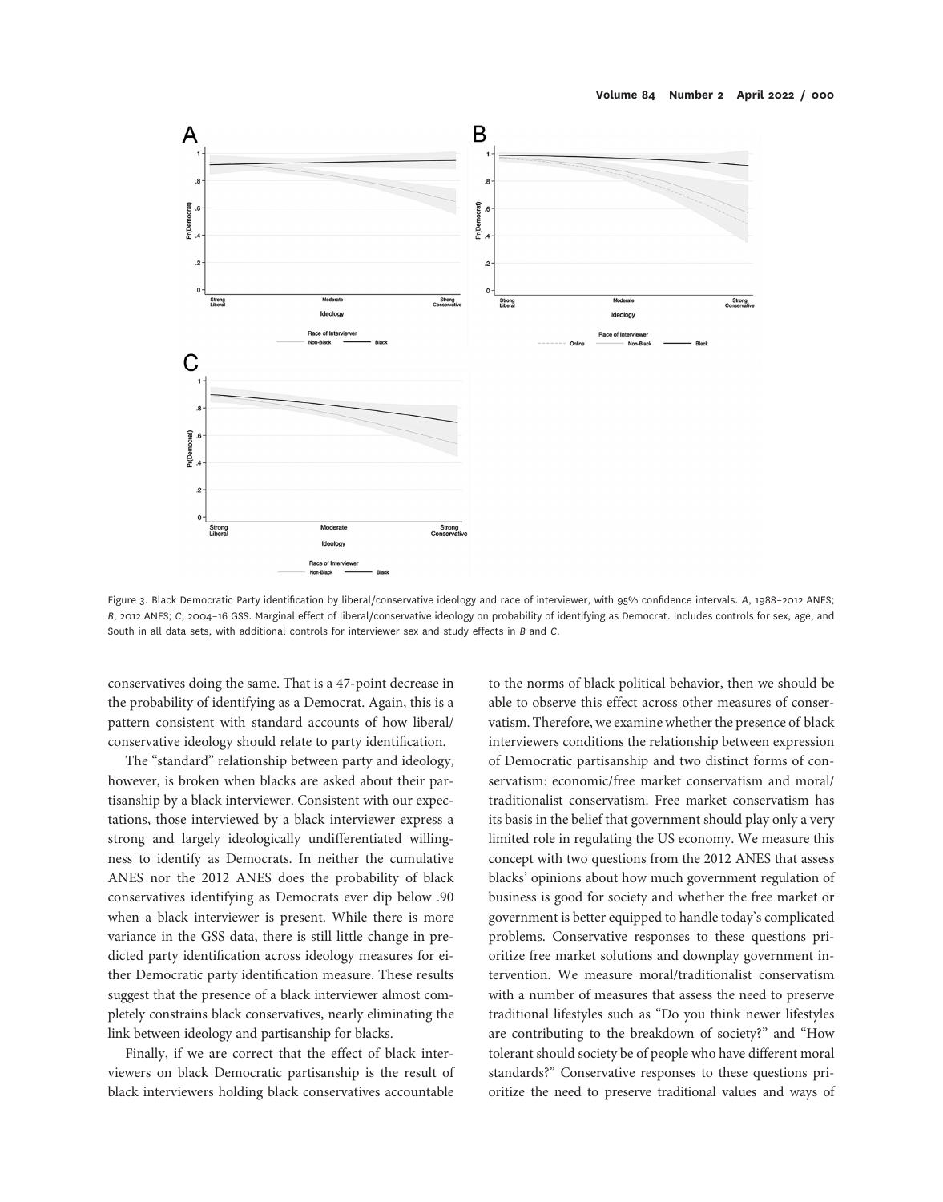Figure 3. Black Democratic Party identification by liberal/conservative ideology and race of interviewer, with 95% confidence intervals. *A*, 1988–2012 ANES; *B*, 2012 ANES; *C*, 2004–16 GSS. Marginal effect of liberal/conservative ideology on probability of identifying as Democrat. Includes controls for sex, age, and South in all data sets, with additional controls for interviewer sex and study effects in *B* and *C*.

conservatives doing the same. That is a 47-point decrease in the probability of identifying as a Democrat. Again, this is a pattern consistent with standard accounts of how liberal/conservative ideology should relate to party identification.

The "standard" relationship between party and ideology, however, is broken when blacks are asked about their partisanship by a black interviewer. Consistent with our expectations, those interviewed by a black interviewer express a strong and largely ideologically undifferentiated willingness to identify as Democrats. In neither the cumulative ANES nor the 2012 ANES does the probability of black conservatives identifying as Democrats ever dip below .90 when a black interviewer is present. While there is more variance in the GSS data, there is still little change in predicted party identification across ideology measures for either Democratic party identification measure. These results suggest that the presence of a black interviewer almost completely constrains black conservatives, nearly eliminating the link between ideology and partisanship for blacks.

Finally, if we are correct that the effect of black interviewers on black Democratic partisanship is the result of black interviewers holding black conservatives accountable to the norms of black political behavior, then we should be able to observe this effect across other measures of conservatism. Therefore, we examine whether the presence of black interviewers conditions the relationship between expression of Democratic partisanship and two distinct forms of conservatism: economic/free market conservatism and moral/traditionalist conservatism. Free market conservatism has its basis in the belief that government should play only a very limited role in regulating the US economy. We measure this concept with two questions from the 2012 ANES that assess blacks' opinions about how much government regulation of business is good for society and whether the free market or government is better equipped to handle today's complicated problems. Conservative responses to these questions prioritize free market solutions and downplay government intervention. We measure moral/traditionalist conservatism with a number of measures that assess the need to preserve traditional lifestyles such as "Do you think newer lifestyles are contributing to the breakdown of society?" and "How tolerant should society be of people who have different moral standards?" Conservative responses to these questions prioritize the need to preserve traditional values and ways of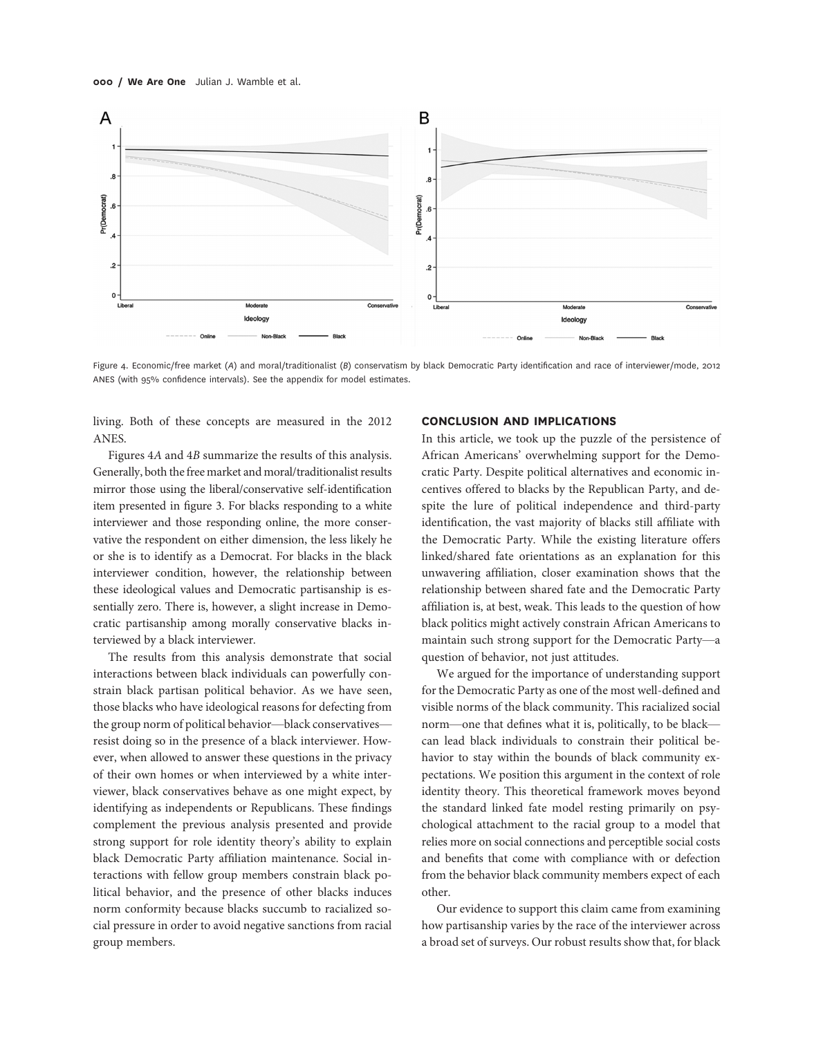Figure 4. Economic/free market (*A*) and moral/traditionalist (*B*) conservatism by black Democratic Party identification and race of interviewer/mode, 2012 ANES (with 95% confidence intervals). See the appendix for model estimates.

living. Both of these concepts are measured in the 2012 ANES.

Figures 4*A* and 4*B* summarize the results of this analysis. Generally, both the free market and moral/traditionalist results mirror those using the liberal/conservative self-identification item presented in figure 3. For blacks responding to a white interviewer and those responding online, the more conservative the respondent on either dimension, the less likely he or she is to identify as a Democrat. For blacks in the black interviewer condition, however, the relationship between these ideological values and Democratic partisanship is essentially zero. There is, however, a slight increase in Democratic partisanship among morally conservative blacks interviewed by a black interviewer.

The results from this analysis demonstrate that social interactions between black individuals can powerfully constrain black partisan political behavior. As we have seen, those blacks who have ideological reasons for defecting from the group norm of political behavior—black conservatives—resist doing so in the presence of a black interviewer. However, when allowed to answer these questions in the privacy of their own homes or when interviewed by a white interviewer, black conservatives behave as one might expect, by identifying as independents or Republicans. These findings complement the previous analysis presented and provide strong support for role identity theory's ability to explain black Democratic Party affiliation maintenance. Social interactions with fellow group members constrain black political behavior, and the presence of other blacks induces norm conformity because blacks succumb to racialized social pressure in order to avoid negative sanctions from racial group members.

## CONCLUSION AND IMPLICATIONS

In this article, we took up the puzzle of the persistence of African Americans' overwhelming support for the Democratic Party. Despite political alternatives and economic incentives offered to blacks by the Republican Party, and despite the lure of political independence and third-party identification, the vast majority of blacks still affiliate with the Democratic Party. While the existing literature offers linked/shared fate orientations as an explanation for this unwavering affiliation, closer examination shows that the relationship between shared fate and the Democratic Party affiliation is, at best, weak. This leads to the question of how black politics might actively constrain African Americans to maintain such strong support for the Democratic Party—a question of behavior, not just attitudes.

We argued for the importance of understanding support for the Democratic Party as one of the most well-defined and visible norms of the black community. This racialized social norm—one that defines what it is, politically, to be black—can lead black individuals to constrain their political behavior to stay within the bounds of black community expectations. We position this argument in the context of role identity theory. This theoretical framework moves beyond the standard linked fate model resting primarily on psychological attachment to the racial group to a model that relies more on social connections and perceptible social costs and benefits that come with compliance with or defection from the behavior black community members expect of each other.

Our evidence to support this claim came from examining how partisanship varies by the race of the interviewer across a broad set of surveys. Our robust results show that, for black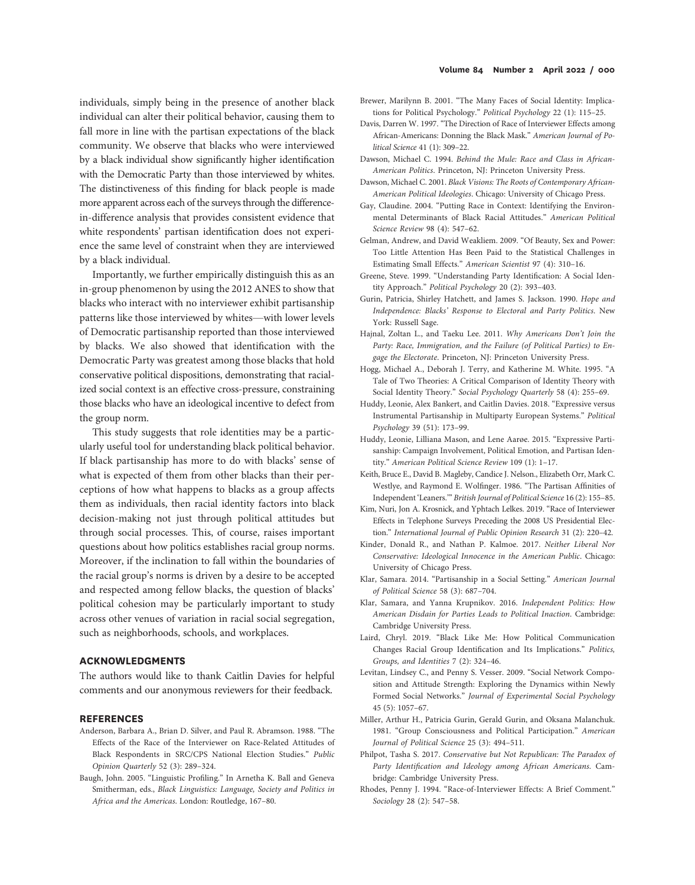individuals, simply being in the presence of another black individual can alter their political behavior, causing them to fall more in line with the partisan expectations of the black community. We observe that blacks who were interviewed by a black individual show significantly higher identification with the Democratic Party than those interviewed by whites. The distinctiveness of this finding for black people is made more apparent across each of the surveys through the difference-in-difference analysis that provides consistent evidence that white respondents' partisan identification does not experience the same level of constraint when they are interviewed by a black individual.

Importantly, we further empirically distinguish this as an in-group phenomenon by using the 2012 ANES to show that blacks who interact with no interviewer exhibit partisanship patterns like those interviewed by whites—with lower levels of Democratic partisanship reported than those interviewed by blacks. We also showed that identification with the Democratic Party was greatest among those blacks that hold conservative political dispositions, demonstrating that racialized social context is an effective cross-pressure, constraining those blacks who have an ideological incentive to defect from the group norm.

This study suggests that role identities may be a particularly useful tool for understanding black political behavior. If black partisanship has more to do with blacks' sense of what is expected of them from other blacks than their perceptions of how what happens to blacks as a group affects them as individuals, then racial identity factors into black decision-making not just through political attitudes but through social processes. This, of course, raises important questions about how politics establishes racial group norms. Moreover, if the inclination to fall within the boundaries of the racial group's norms is driven by a desire to be accepted and respected among fellow blacks, the question of blacks' political cohesion may be particularly important to study across other venues of variation in racial social segregation, such as neighborhoods, schools, and workplaces.

## ACKNOWLEDGMENTS

The authors would like to thank Caitlin Davies for helpful comments and our anonymous reviewers for their feedback.

## REFERENCES

Anderson, Barbara A., Brian D. Silver, and Paul R. Abramson. 1988. "The Effects of the Race of the Interviewer on Race-Related Attitudes of Black Respondents in SRC/CPS National Election Studies." *Public Opinion Quarterly* 52 (3): 289–324.

Baugh, John. 2005. "Linguistic Profiling." In Arnetha K. Ball and Geneva Smitherman, eds., *Black Linguistics: Language, Society and Politics in Africa and the Americas*. London: Routledge, 167–80.

Brewer, Marilynn B. 2001. "The Many Faces of Social Identity: Implications for Political Psychology." *Political Psychology* 22 (1): 115–25.

Davis, Darren W. 1997. "The Direction of Race of Interviewer Effects among African-Americans: Donning the Black Mask." *American Journal of Political Science* 41 (1): 309–22.

Dawson, Michael C. 1994. *Behind the Mule: Race and Class in African-American Politics*. Princeton, NJ: Princeton University Press.

Dawson, Michael C. 2001. *Black Visions: The Roots of Contemporary African-American Political Ideologies*. Chicago: University of Chicago Press.

Gay, Claudine. 2004. "Putting Race in Context: Identifying the Environmental Determinants of Black Racial Attitudes." *American Political Science Review* 98 (4): 547–62.

Gelman, Andrew, and David Weakliem. 2009. "Of Beauty, Sex and Power: Too Little Attention Has Been Paid to the Statistical Challenges in Estimating Small Effects." *American Scientist* 97 (4): 310–16.

Greene, Steve. 1999. "Understanding Party Identification: A Social Identity Approach." *Political Psychology* 20 (2): 393–403.

Gurin, Patricia, Shirley Hatchett, and James S. Jackson. 1990. *Hope and Independence: Blacks' Response to Electoral and Party Politics*. New York: Russell Sage.

Hajnal, Zoltan L., and Taeku Lee. 2011. *Why Americans Don't Join the Party: Race, Immigration, and the Failure (of Political Parties) to Engage the Electorate*. Princeton, NJ: Princeton University Press.

Hogg, Michael A., Deborah J. Terry, and Katherine M. White. 1995. "A Tale of Two Theories: A Critical Comparison of Identity Theory with Social Identity Theory." *Social Psychology Quarterly* 58 (4): 255–69.

Huddy, Leonie, Alex Bankert, and Caitlin Davies. 2018. "Expressive versus Instrumental Partisanship in Multiparty European Systems." *Political Psychology* 39 (51): 173–99.

Huddy, Leonie, Lilliana Mason, and Lene Aarøe. 2015. "Expressive Partisanship: Campaign Involvement, Political Emotion, and Partisan Identity." *American Political Science Review* 109 (1): 1–17.

Keith, Bruce E., David B. Magleby, Candice J. Nelson., Elizabeth Orr, Mark C. Westlye, and Raymond E. Wolfinger. 1986. "The Partisan Affinities of Independent 'Leaners.'" *British Journal of Political Science* 16 (2): 155–85.

Kim, Nuri, Jon A. Krosnick, and Yphtach Lelkes. 2019. "Race of Interviewer Effects in Telephone Surveys Preceding the 2008 US Presidential Election." *International Journal of Public Opinion Research* 31 (2): 220–42.

Kinder, Donald R., and Nathan P. Kalmoe. 2017. *Neither Liberal Nor Conservative: Ideological Innocence in the American Public*. Chicago: University of Chicago Press.

Klar, Samara. 2014. "Partisanship in a Social Setting." *American Journal of Political Science* 58 (3): 687–704.

Klar, Samara, and Yanna Krupnikov. 2016. *Independent Politics: How American Disdain for Parties Leads to Political Inaction*. Cambridge: Cambridge University Press.

Laird, Chryl. 2019. "Black Like Me: How Political Communication Changes Racial Group Identification and Its Implications." *Politics, Groups, and Identities* 7 (2): 324–46.

Levitan, Lindsey C., and Penny S. Vesser. 2009. "Social Network Composition and Attitude Strength: Exploring the Dynamics within Newly Formed Social Networks." *Journal of Experimental Social Psychology* 45 (5): 1057–67.

Miller, Arthur H., Patricia Gurin, Gerald Gurin, and Oksana Malanchuk. 1981. "Group Consciousness and Political Participation." *American Journal of Political Science* 25 (3): 494–511.

Philpot, Tasha S. 2017. *Conservative but Not Republican: The Paradox of Party Identification and Ideology among African Americans*. Cambridge: Cambridge University Press.

Rhodes, Penny J. 1994. "Race-of-Interviewer Effects: A Brief Comment." *Sociology* 28 (2): 547–58.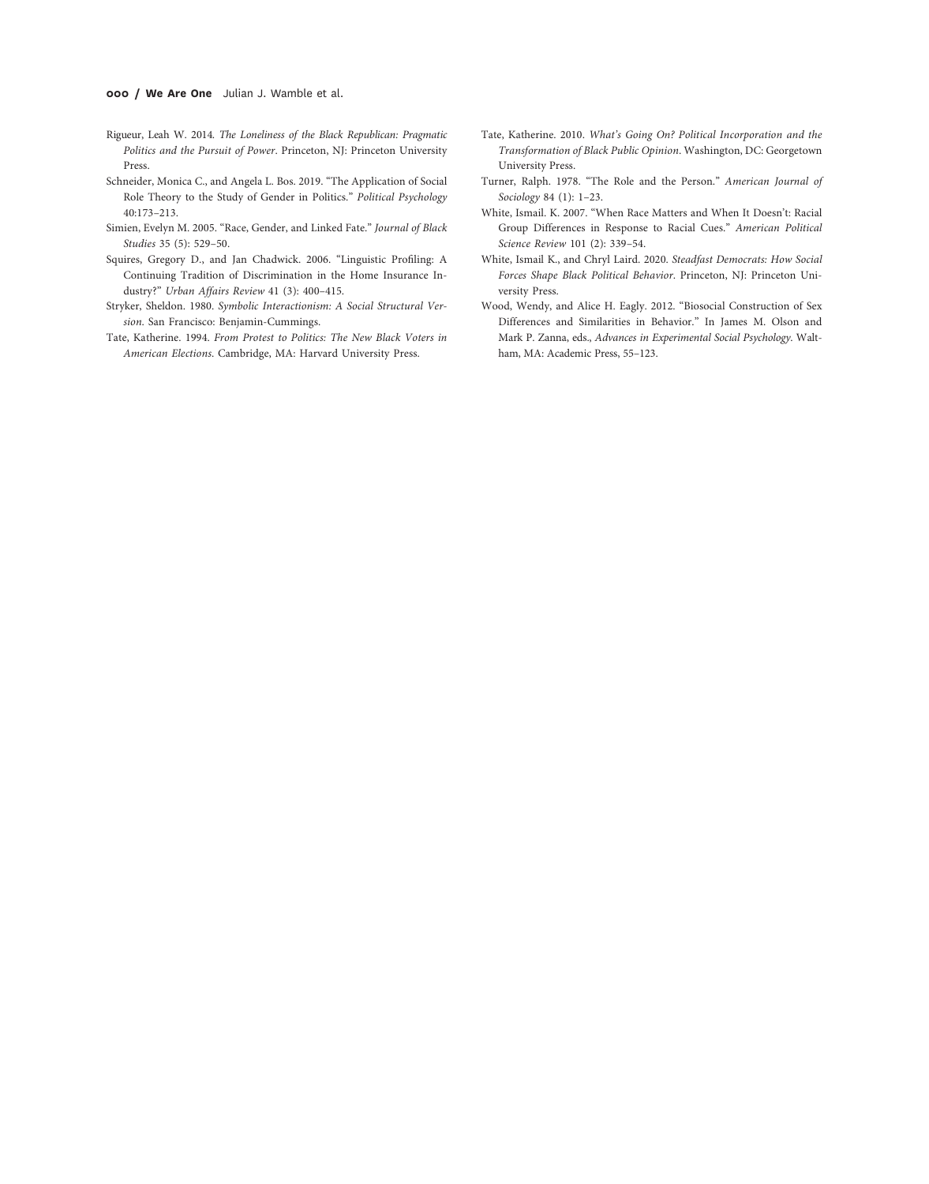Rigueur, Leah W. 2014. *The Loneliness of the Black Republican: Pragmatic Politics and the Pursuit of Power*. Princeton, NJ: Princeton University Press.

Schneider, Monica C., and Angela L. Bos. 2019. "The Application of Social Role Theory to the Study of Gender in Politics." *Political Psychology* 40:173–213.

Simien, Evelyn M. 2005. "Race, Gender, and Linked Fate." *Journal of Black Studies* 35 (5): 529–50.

Squires, Gregory D., and Jan Chadwick. 2006. "Linguistic Profiling: A Continuing Tradition of Discrimination in the Home Insurance Industry?" *Urban Affairs Review* 41 (3): 400–415.

Stryker, Sheldon. 1980. *Symbolic Interactionism: A Social Structural Version*. San Francisco: Benjamin-Cummings.

Tate, Katherine. 1994. *From Protest to Politics: The New Black Voters in American Elections*. Cambridge, MA: Harvard University Press.

Tate, Katherine. 2010. *What's Going On? Political Incorporation and the Transformation of Black Public Opinion*. Washington, DC: Georgetown University Press.

Turner, Ralph. 1978. "The Role and the Person." *American Journal of Sociology* 84 (1): 1–23.

White, Ismail. K. 2007. "When Race Matters and When It Doesn't: Racial Group Differences in Response to Racial Cues." *American Political Science Review* 101 (2): 339–54.

White, Ismail K., and Chryl Laird. 2020. *Steadfast Democrats: How Social Forces Shape Black Political Behavior*. Princeton, NJ: Princeton University Press.

Wood, Wendy, and Alice H. Eagly. 2012. "Biosocial Construction of Sex Differences and Similarities in Behavior." In James M. Olson and Mark P. Zanna, eds., *Advances in Experimental Social Psychology*. Waltham, MA: Academic Press, 55–123.